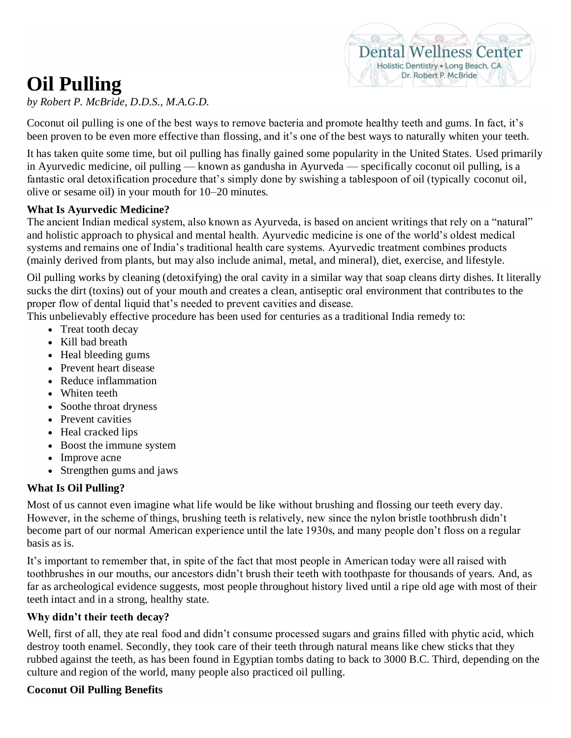# Oil Pulling

*by Robert P. McBride, D.D.S., M.A.G.D.*

Coconut oil pulling is one of the best ways to remove bacteria and promote healthy teeth and gums. In fact, it's been proven to be even more effective than flossing, and it's one of the best ways to naturally whiten your teeth.

It has taken quite some time, but oil pulling has finally gained some popularity in the United States. Used primarily in Ayurvedic medicine, oil pulling — known as gandusha in Ayurveda — specifically coconut oil pulling, is a fantastic oral detoxification procedure that's simply done by swishing a tablespoon of oil (typically coconut oil, olive or sesame oil) in your mouth for 10–20 minutes.

### What Is Ayurvedic Medicine?

The ancient Indian medical system, also known as Ayurveda, is based on ancient writings that rely on a "natural" and holistic approach to physical and mental health. Ayurvedic medicine is one of the world's oldest medical systems and remains one of India's traditional health care systems. Ayurvedic treatment combines products (mainly derived from plants, but may also include animal, metal, and mineral), diet, exercise, and lifestyle.

Oil pulling works by cleaning (detoxifying) the oral cavity in a similar way that soap cleans dirty dishes. It literally sucks the dirt (toxins) out of your mouth and creates a clean, antiseptic oral environment that contributes to the proper flow of dental liquid that's needed to prevent cavities and disease.

This unbelievably effective procedure has been used for centuries as a traditional India remedy to:

- Treat tooth decay
- Kill bad breath
- Heal bleeding gums
- Prevent heart disease
- Reduce inflammation
- Whiten teeth
- Soothe throat dryness
- Prevent cavities
- Heal cracked lips
- Boost the immune system
- Improve acne
- Strengthen gums and jaws

### What Is Oil Pulling?

Most of us cannot even imagine what life would be like without brushing and flossing our teeth every day. However, in the scheme of things, brushing teeth is relatively, new since the nylon bristle toothbrush didn't become part of our normal American experience until the late 1930s, and many people don't floss on a regular basis as is.

It's important to remember that, in spite of the fact that most people in American today were all raised with toothbrushes in our mouths, our ancestors didn't brush their teeth with toothpaste for thousands of years. And, as far as archeological evidence suggests, most people throughout history lived until a ripe old age with most of their teeth intact and in a strong, healthy state.

### Why didn't their teeth decay?

Well, first of all, they ate real food and didn't consume processed sugars and grains filled with phytic acid, which destroy tooth enamel. Secondly, they took care of their teeth through natural means like chew sticks that they rubbed against the teeth, as has been found in Egyptian tombs dating to back to 3000 B.C. Third, depending on the culture and region of the world, many people also practiced oil pulling.

### Coconut Oil Pulling Benefits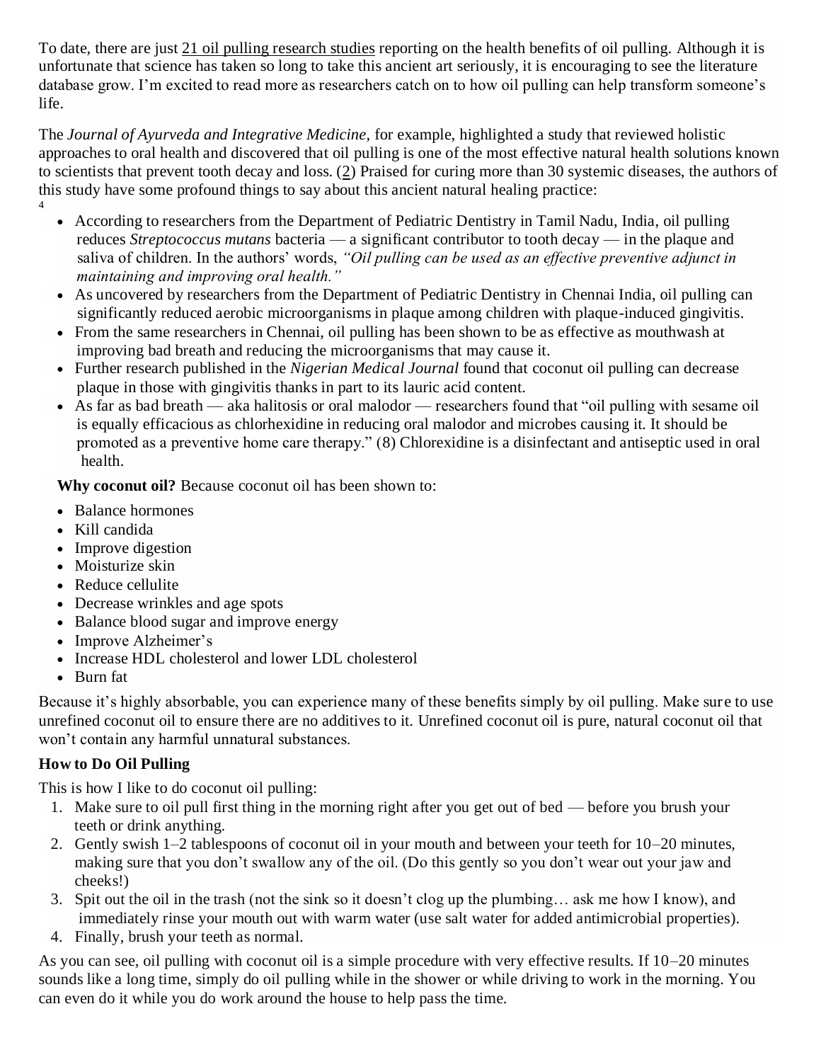To date, there are just 21 oil pulling research studies reporting on the health benefits of oil pulling. Although it is unfortunate that science has taken so long to take this ancient art seriously, it is encouraging to see the literature database grow. I'm excited to read more as researchers catch on to how oil pulling can help transform someone's life.

The *Journal of Ayurveda and Integrative Medicine*, for example, highlighted a study that reviewed holistic approaches to oral health and discovered that oil pulling is one of the most effective natural health solutions known to scientists that prevent tooth decay and loss. (2) Praised for curing more than 30 systemic diseases, the authors of this study have some profound things to say about this ancient natural healing practice:

4

- According to researchers from the Department of Pediatric Dentistry in Tamil Nadu, India, oil pulling reduces *Streptococcus mutans* bacteria — a significant contributor to tooth decay — in the plaque and saliva of children. In the authors' words, *"Oil pulling can be used as an effective preventive adjunct in maintaining and improving oral health."*
- As uncovered by researchers from the Department of Pediatric Dentistry in Chennai India, oil pulling can significantly reduced aerobic microorganisms in plaque among children with plaque-induced gingivitis.
- From the same researchers in Chennai, oil pulling has been shown to be as effective as mouthwash at improving bad breath and reducing the microorganisms that may cause it.
- Further research published in the *Nigerian Medical Journal* found that coconut oil pulling can decrease plaque in those with gingivitis thanks in part to its lauric acid content.
- As far as bad breath — aka halitosis or oral malodor — researchers found that "oil pulling with sesame oil is equally efficacious as chlorhexidine in reducing oral malodor and microbes causing it. It should be promoted as a preventive home care therapy." (8) Chlorexidine is a disinfectant and antiseptic used in oral health.

**Why coconut oil?** Because coconut oil has been shown to:

- Balance hormones
- Kill candida
- Improve digestion
- Moisturize skin
- Reduce cellulite
- Decrease wrinkles and age spots
- Balance blood sugar and improve energy
- Improve Alzheimer's
- Increase HDL cholesterol and lower LDL cholesterol
- Burn fat

Because it's highly absorbable, you can experience many of these benefits simply by oil pulling. Make sure to use unrefined coconut oil to ensure there are no additives to it. Unrefined coconut oil is pure, natural coconut oil that won't contain any harmful unnatural substances.

**How to Do Oil Pulling**

This is how I like to do coconut oil pulling:

1. Make sure to oil pull first thing in the morning right after you get out of bed — before you brush your teeth or drink anything.
2. Gently swish 1–2 tablespoons of coconut oil in your mouth and between your teeth for 10–20 minutes, making sure that you don't swallow any of the oil. (Do this gently so you don't wear out your jaw and cheeks!)
3. Spit out the oil in the trash (not the sink so it doesn't clog up the plumbing… ask me how I know), and immediately rinse your mouth out with warm water (use salt water for added antimicrobial properties).
4. Finally, brush your teeth as normal.

As you can see, oil pulling with coconut oil is a simple procedure with very effective results. If 10–20 minutes sounds like a long time, simply do oil pulling while in the shower or while driving to work in the morning. You can even do it while you do work around the house to help pass the time.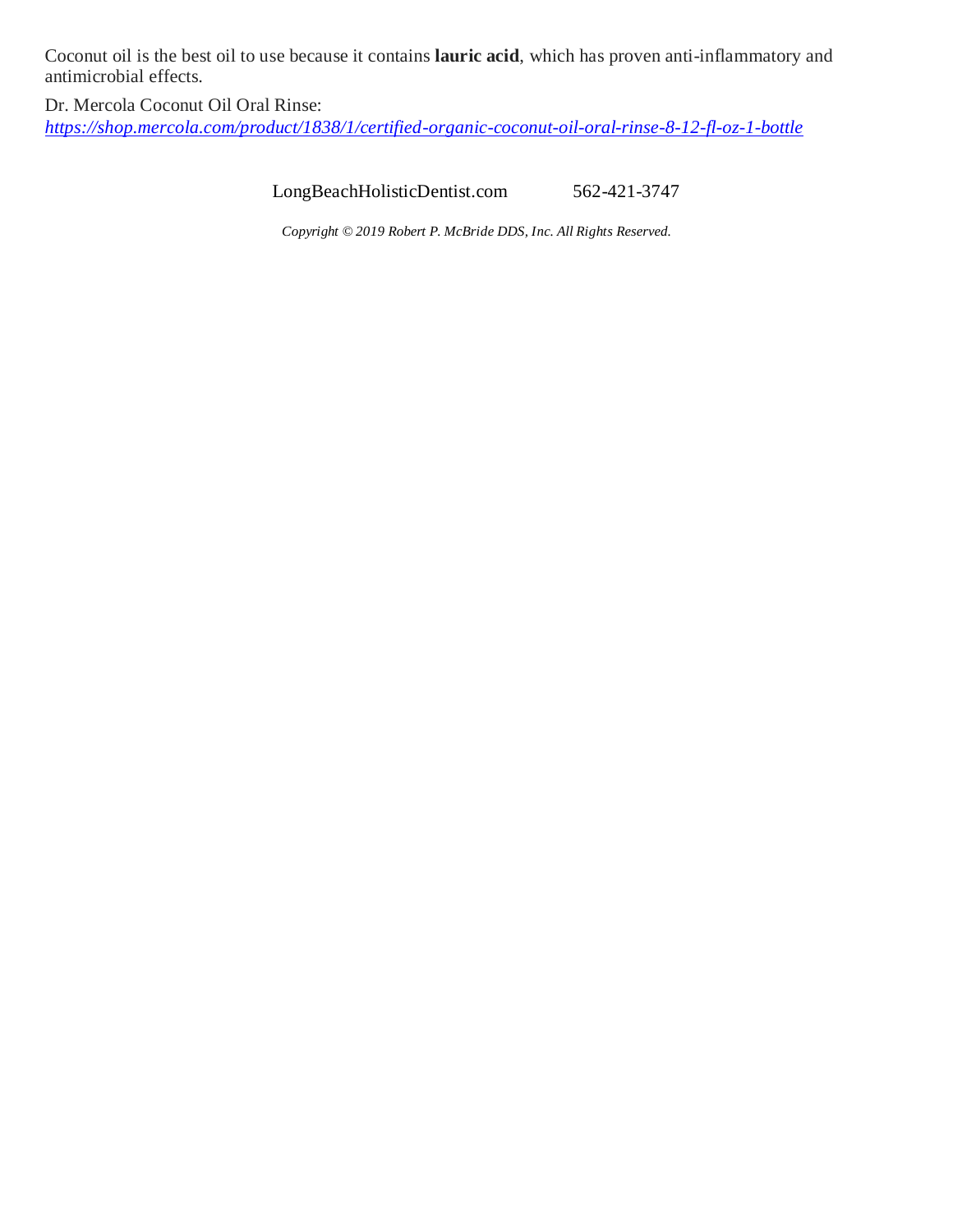Coconut oil is the best oil to use because it contains **lauric acid**, which has proven anti-inflammatory and antimicrobial effects.

Dr. Mercola Coconut Oil Oral Rinse:
*https://shop.mercola.com/product/1838/1/certified-organic-coconut-oil-oral-rinse-8-12-fl-oz-1-bottle*

LongBeachHolisticDentist.com 562-421-3747

*Copyright © 2019 Robert P. McBride DDS, Inc. All Rights Reserved.*